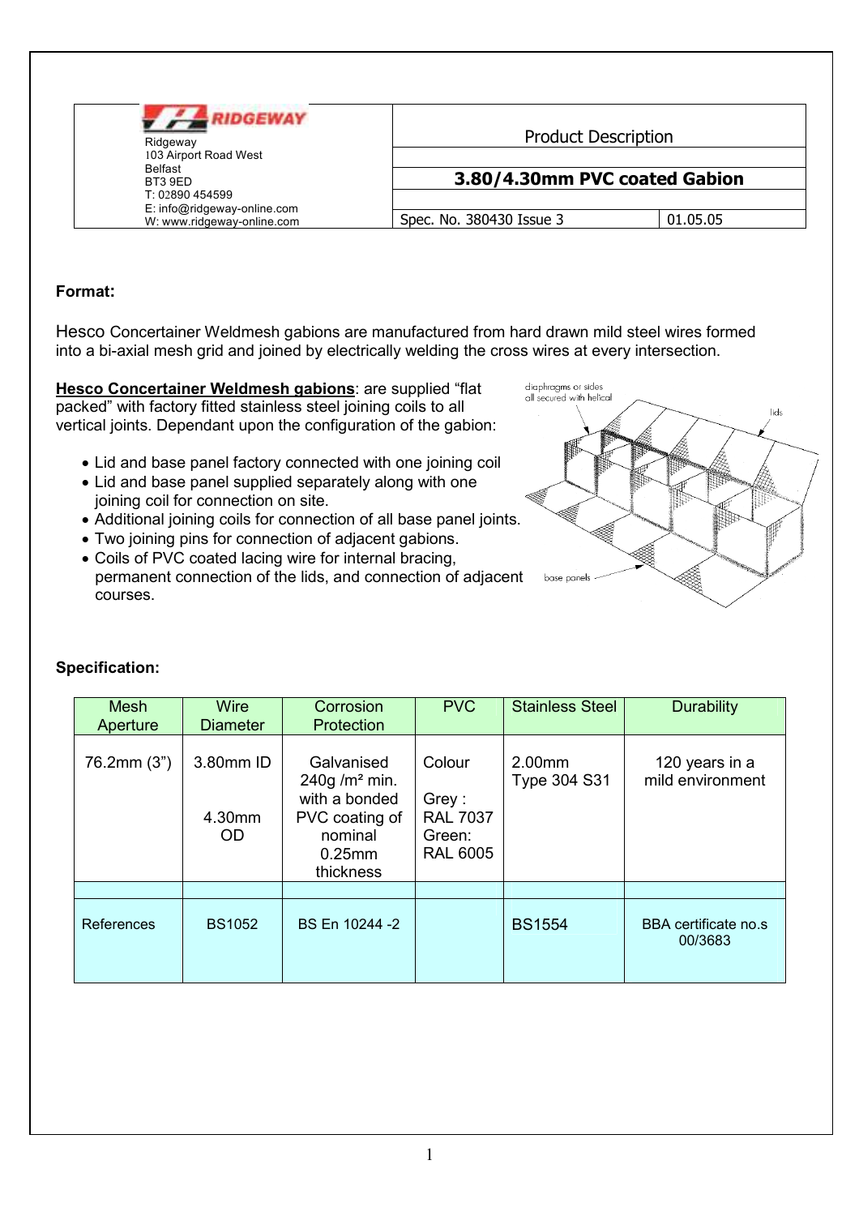Ridgeway
103 Airport Road West
Belfast
BT3 9ED
T: 02890 454599
E: info@ridgeway-online.com
W: www.ridgeway-online.com

Product Description

**3.80/4.30mm PVC coated Gabion**

Spec. No. 380430 Issue 3 | 01.05.05

**Format:**

Hesco Concertainer Weldmesh gabions are manufactured from hard drawn mild steel wires formed into a bi-axial mesh grid and joined by electrically welding the cross wires at every intersection.

**Hesco Concertainer Weldmesh gabions**: are supplied "flat packed" with factory fitted stainless steel joining coils to all vertical joints. Dependant upon the configuration of the gabion:

- Lid and base panel factory connected with one joining coil
- Lid and base panel supplied separately along with one joining coil for connection on site.
- Additional joining coils for connection of all base panel joints.
- Two joining pins for connection of adjacent gabions.
- Coils of PVC coated lacing wire for internal bracing, permanent connection of the lids, and connection of adjacent courses.

diaphragms or sides all secured with helical

lids

base panels

**Specification:**

| Mesh Aperture | Wire Diameter | Corrosion Protection | PVC | Stainless Steel | Durability |
|---|---|---|---|---|---|
| 76.2mm (3") | 3.80mm ID<br><br>4.30mm OD | Galvanised 240g /m² min. with a bonded PVC coating of nominal 0.25mm thickness | Colour<br><br>Grey : RAL 7037<br>Green: RAL 6005 | 2.00mm Type 304 S31 | 120 years in a mild environment |
| | | | | | |
| References | BS1052 | BS En 10244 -2 | | BS1554 | BBA certificate no.s 00/3683 |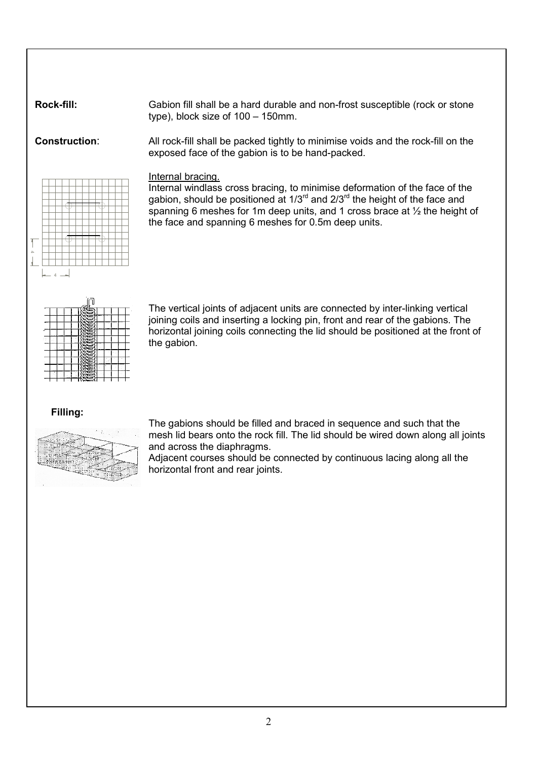**Rock-fill:** Gabion fill shall be a hard durable and non-frost susceptible (rock or stone type), block size of 100 – 150mm.

**Construction**: All rock-fill shall be packed tightly to minimise voids and the rock-fill on the exposed face of the gabion is to be hand-packed.

Internal bracing.

Internal windlass cross bracing, to minimise deformation of the face of the gabion, should be positioned at 1/3[rd] and 2/3[rd] the height of the face and spanning 6 meshes for 1m deep units, and 1 cross brace at ½ the height of the face and spanning 6 meshes for 0.5m deep units.

The vertical joints of adjacent units are connected by inter-linking vertical joining coils and inserting a locking pin, front and rear of the gabions. The horizontal joining coils connecting the lid should be positioned at the front of the gabion.

**Filling:**

The gabions should be filled and braced in sequence and such that the mesh lid bears onto the rock fill. The lid should be wired down along all joints and across the diaphragms.

Adjacent courses should be connected by continuous lacing along all the horizontal front and rear joints.